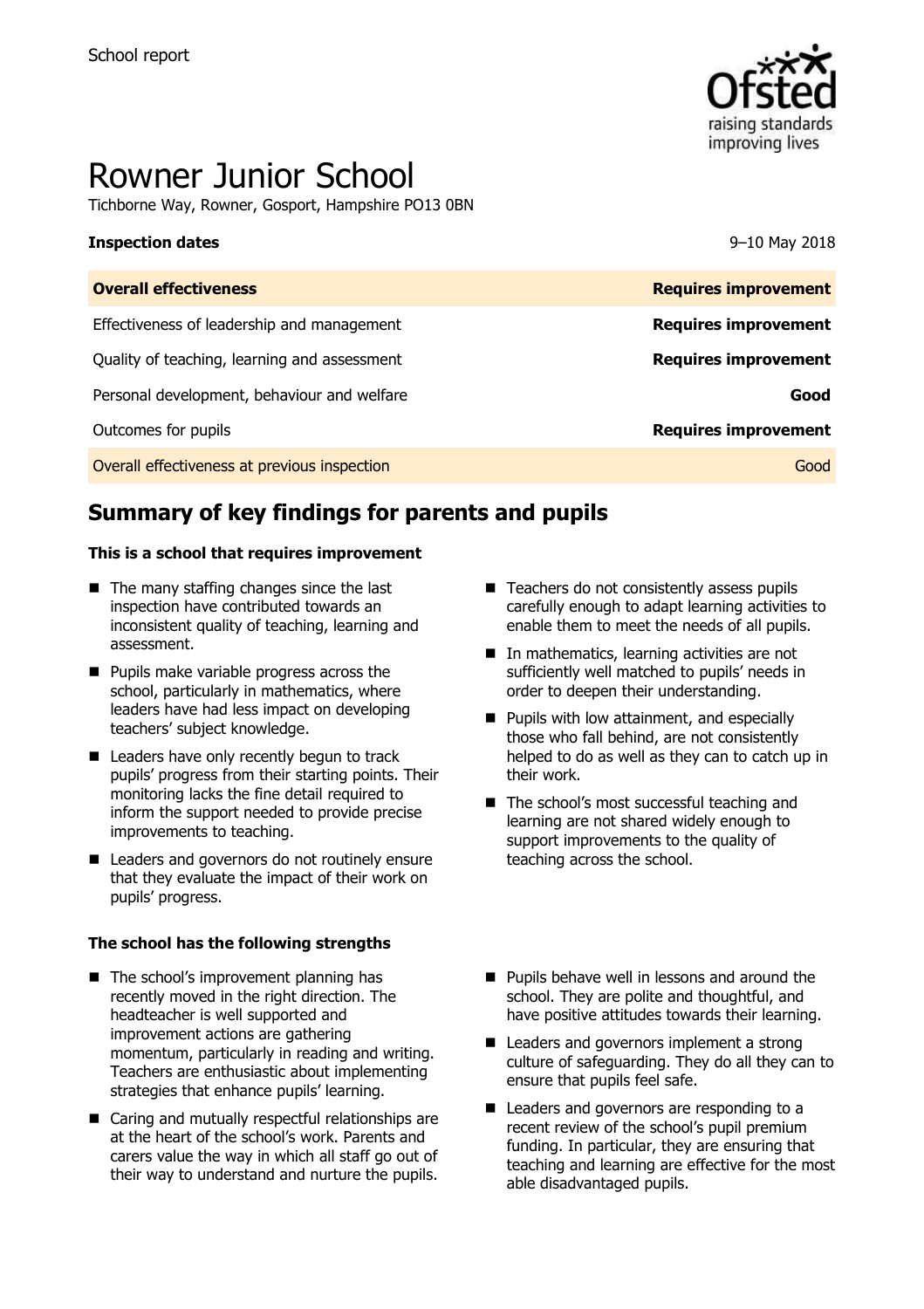School report

# Rowner Junior School

Tichborne Way, Rowner, Gosport, Hampshire PO13 0BN

| **Inspection dates** | 9–10 May 2018 |
| --- | --- |
| **Overall effectiveness** | **Requires improvement** |
| Effectiveness of leadership and management | **Requires improvement** |
| Quality of teaching, learning and assessment | **Requires improvement** |
| Personal development, behaviour and welfare | **Good** |
| Outcomes for pupils | **Requires improvement** |
| Overall effectiveness at previous inspection | Good |

## Summary of key findings for parents and pupils

**This is a school that requires improvement**

- The many staffing changes since the last inspection have contributed towards an inconsistent quality of teaching, learning and assessment.
- Pupils make variable progress across the school, particularly in mathematics, where leaders have had less impact on developing teachers' subject knowledge.
- Leaders have only recently begun to track pupils' progress from their starting points. Their monitoring lacks the fine detail required to inform the support needed to provide precise improvements to teaching.
- Leaders and governors do not routinely ensure that they evaluate the impact of their work on pupils' progress.
- Teachers do not consistently assess pupils carefully enough to adapt learning activities to enable them to meet the needs of all pupils.
- In mathematics, learning activities are not sufficiently well matched to pupils' needs in order to deepen their understanding.
- Pupils with low attainment, and especially those who fall behind, are not consistently helped to do as well as they can to catch up in their work.
- The school's most successful teaching and learning are not shared widely enough to support improvements to the quality of teaching across the school.

**The school has the following strengths**

- The school's improvement planning has recently moved in the right direction. The headteacher is well supported and improvement actions are gathering momentum, particularly in reading and writing. Teachers are enthusiastic about implementing strategies that enhance pupils' learning.
- Caring and mutually respectful relationships are at the heart of the school's work. Parents and carers value the way in which all staff go out of their way to understand and nurture the pupils.
- Pupils behave well in lessons and around the school. They are polite and thoughtful, and have positive attitudes towards their learning.
- Leaders and governors implement a strong culture of safeguarding. They do all they can to ensure that pupils feel safe.
- Leaders and governors are responding to a recent review of the school's pupil premium funding. In particular, they are ensuring that teaching and learning are effective for the most able disadvantaged pupils.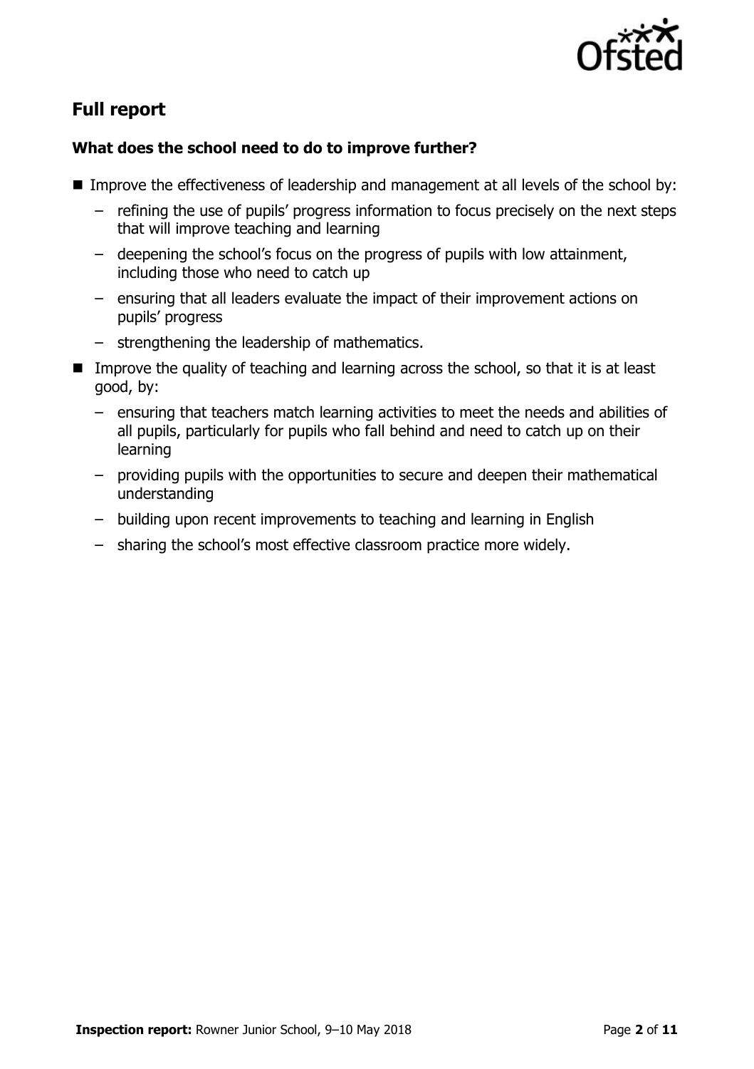## Full report

### What does the school need to do to improve further?

- Improve the effectiveness of leadership and management at all levels of the school by:
  - refining the use of pupils' progress information to focus precisely on the next steps that will improve teaching and learning
  - deepening the school's focus on the progress of pupils with low attainment, including those who need to catch up
  - ensuring that all leaders evaluate the impact of their improvement actions on pupils' progress
  - strengthening the leadership of mathematics.
- Improve the quality of teaching and learning across the school, so that it is at least good, by:
  - ensuring that teachers match learning activities to meet the needs and abilities of all pupils, particularly for pupils who fall behind and need to catch up on their learning
  - providing pupils with the opportunities to secure and deepen their mathematical understanding
  - building upon recent improvements to teaching and learning in English
  - sharing the school's most effective classroom practice more widely.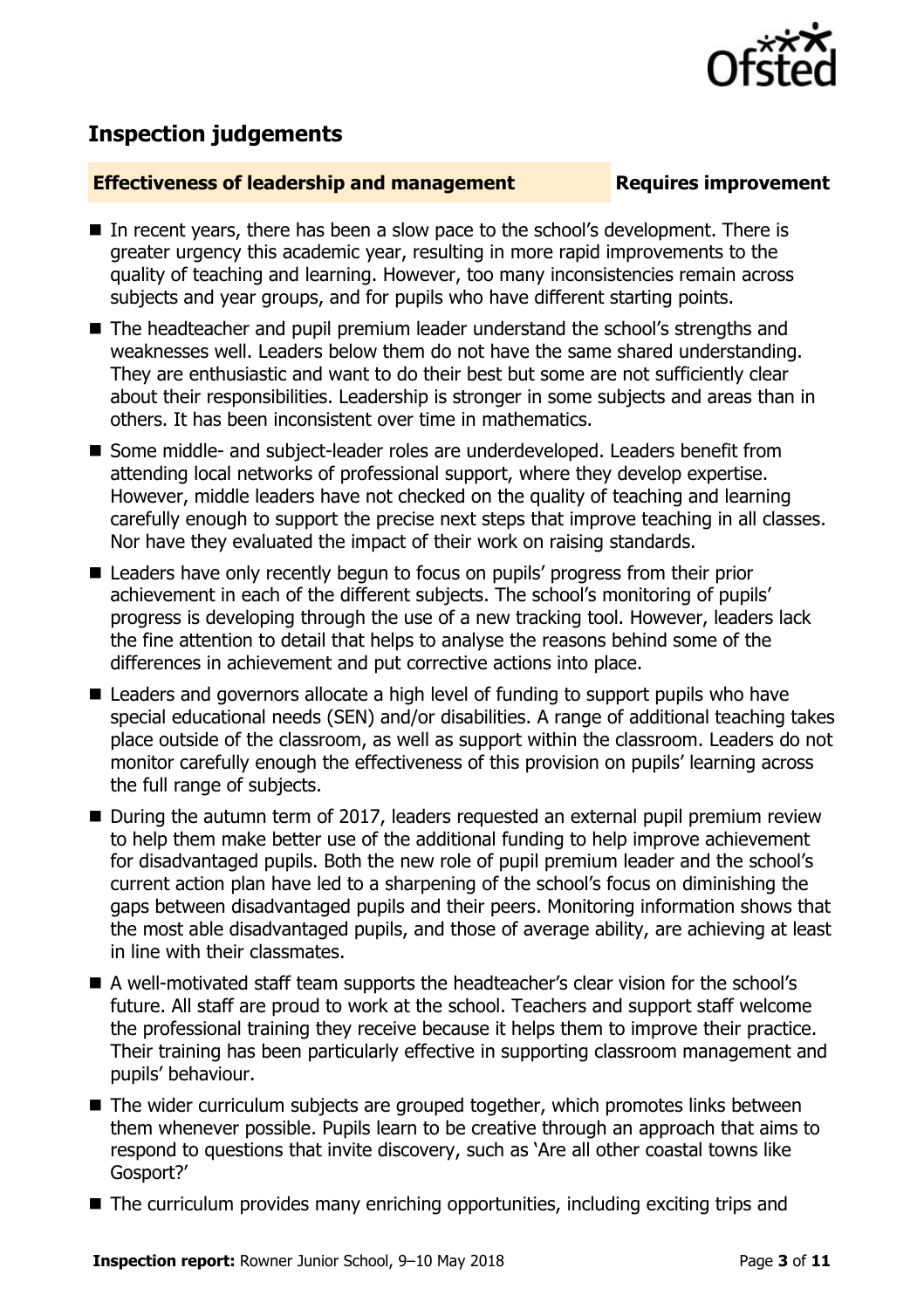## Inspection judgements

**Effectiveness of leadership and management** **Requires improvement**

- In recent years, there has been a slow pace to the school's development. There is greater urgency this academic year, resulting in more rapid improvements to the quality of teaching and learning. However, too many inconsistencies remain across subjects and year groups, and for pupils who have different starting points.
- The headteacher and pupil premium leader understand the school's strengths and weaknesses well. Leaders below them do not have the same shared understanding. They are enthusiastic and want to do their best but some are not sufficiently clear about their responsibilities. Leadership is stronger in some subjects and areas than in others. It has been inconsistent over time in mathematics.
- Some middle- and subject-leader roles are underdeveloped. Leaders benefit from attending local networks of professional support, where they develop expertise. However, middle leaders have not checked on the quality of teaching and learning carefully enough to support the precise next steps that improve teaching in all classes. Nor have they evaluated the impact of their work on raising standards.
- Leaders have only recently begun to focus on pupils' progress from their prior achievement in each of the different subjects. The school's monitoring of pupils' progress is developing through the use of a new tracking tool. However, leaders lack the fine attention to detail that helps to analyse the reasons behind some of the differences in achievement and put corrective actions into place.
- Leaders and governors allocate a high level of funding to support pupils who have special educational needs (SEN) and/or disabilities. A range of additional teaching takes place outside of the classroom, as well as support within the classroom. Leaders do not monitor carefully enough the effectiveness of this provision on pupils' learning across the full range of subjects.
- During the autumn term of 2017, leaders requested an external pupil premium review to help them make better use of the additional funding to help improve achievement for disadvantaged pupils. Both the new role of pupil premium leader and the school's current action plan have led to a sharpening of the school's focus on diminishing the gaps between disadvantaged pupils and their peers. Monitoring information shows that the most able disadvantaged pupils, and those of average ability, are achieving at least in line with their classmates.
- A well-motivated staff team supports the headteacher's clear vision for the school's future. All staff are proud to work at the school. Teachers and support staff welcome the professional training they receive because it helps them to improve their practice. Their training has been particularly effective in supporting classroom management and pupils' behaviour.
- The wider curriculum subjects are grouped together, which promotes links between them whenever possible. Pupils learn to be creative through an approach that aims to respond to questions that invite discovery, such as 'Are all other coastal towns like Gosport?'
- The curriculum provides many enriching opportunities, including exciting trips and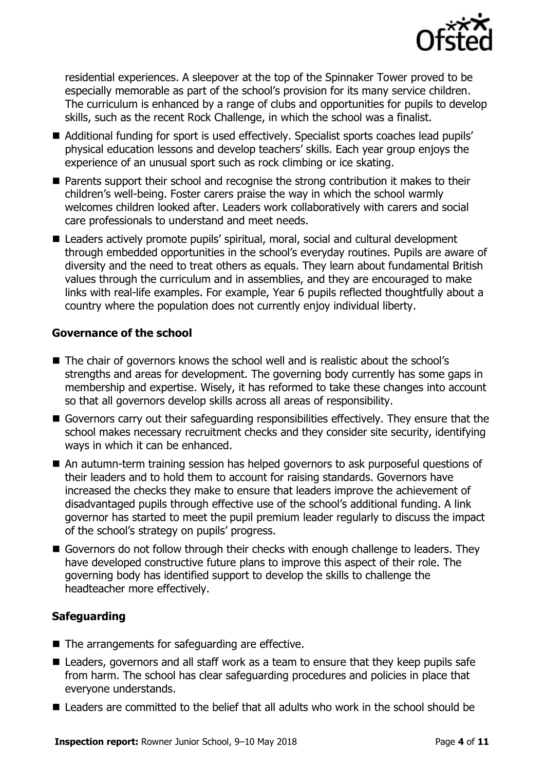residential experiences. A sleepover at the top of the Spinnaker Tower proved to be especially memorable as part of the school's provision for its many service children. The curriculum is enhanced by a range of clubs and opportunities for pupils to develop skills, such as the recent Rock Challenge, in which the school was a finalist.

- Additional funding for sport is used effectively. Specialist sports coaches lead pupils' physical education lessons and develop teachers' skills. Each year group enjoys the experience of an unusual sport such as rock climbing or ice skating.
- Parents support their school and recognise the strong contribution it makes to their children's well-being. Foster carers praise the way in which the school warmly welcomes children looked after. Leaders work collaboratively with carers and social care professionals to understand and meet needs.
- Leaders actively promote pupils' spiritual, moral, social and cultural development through embedded opportunities in the school's everyday routines. Pupils are aware of diversity and the need to treat others as equals. They learn about fundamental British values through the curriculum and in assemblies, and they are encouraged to make links with real-life examples. For example, Year 6 pupils reflected thoughtfully about a country where the population does not currently enjoy individual liberty.

### Governance of the school

- The chair of governors knows the school well and is realistic about the school's strengths and areas for development. The governing body currently has some gaps in membership and expertise. Wisely, it has reformed to take these changes into account so that all governors develop skills across all areas of responsibility.
- Governors carry out their safeguarding responsibilities effectively. They ensure that the school makes necessary recruitment checks and they consider site security, identifying ways in which it can be enhanced.
- An autumn-term training session has helped governors to ask purposeful questions of their leaders and to hold them to account for raising standards. Governors have increased the checks they make to ensure that leaders improve the achievement of disadvantaged pupils through effective use of the school's additional funding. A link governor has started to meet the pupil premium leader regularly to discuss the impact of the school's strategy on pupils' progress.
- Governors do not follow through their checks with enough challenge to leaders. They have developed constructive future plans to improve this aspect of their role. The governing body has identified support to develop the skills to challenge the headteacher more effectively.

### Safeguarding

- The arrangements for safeguarding are effective.
- Leaders, governors and all staff work as a team to ensure that they keep pupils safe from harm. The school has clear safeguarding procedures and policies in place that everyone understands.
- Leaders are committed to the belief that all adults who work in the school should be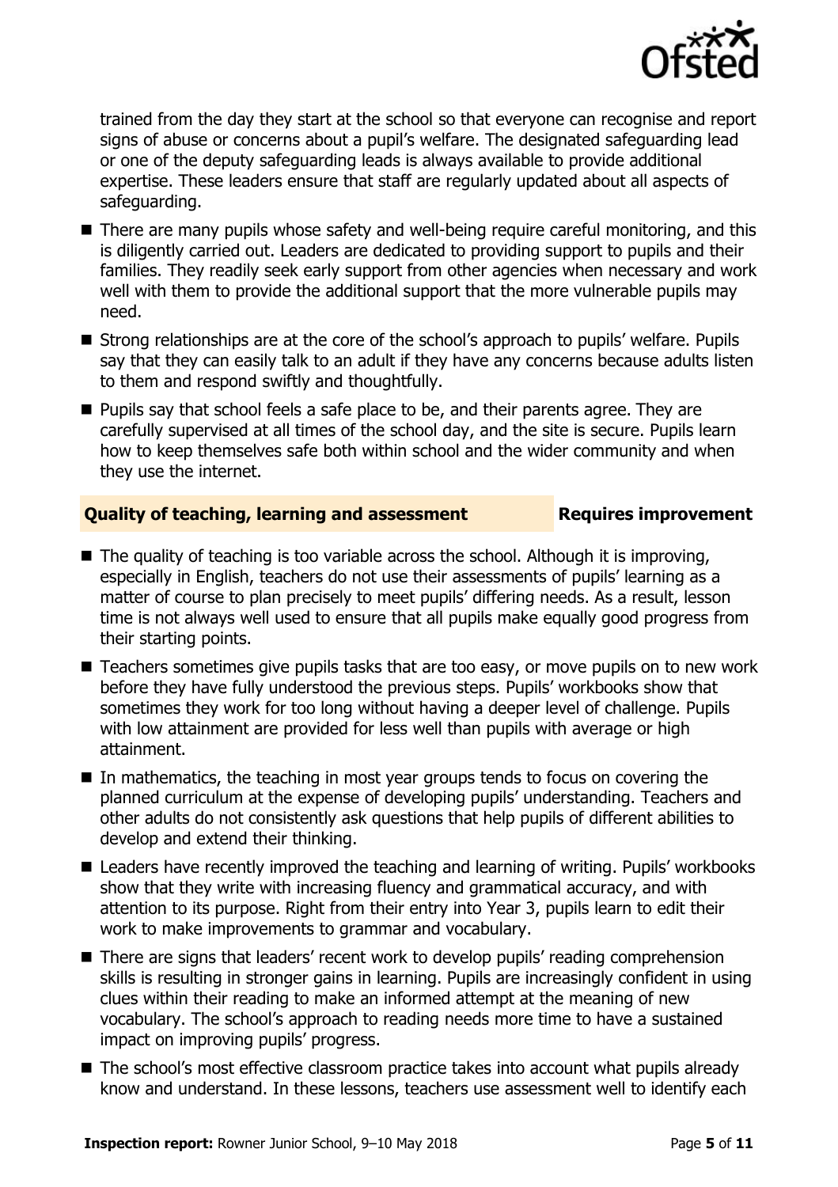trained from the day they start at the school so that everyone can recognise and report signs of abuse or concerns about a pupil's welfare. The designated safeguarding lead or one of the deputy safeguarding leads is always available to provide additional expertise. These leaders ensure that staff are regularly updated about all aspects of safeguarding.

- There are many pupils whose safety and well-being require careful monitoring, and this is diligently carried out. Leaders are dedicated to providing support to pupils and their families. They readily seek early support from other agencies when necessary and work well with them to provide the additional support that the more vulnerable pupils may need.
- Strong relationships are at the core of the school's approach to pupils' welfare. Pupils say that they can easily talk to an adult if they have any concerns because adults listen to them and respond swiftly and thoughtfully.
- Pupils say that school feels a safe place to be, and their parents agree. They are carefully supervised at all times of the school day, and the site is secure. Pupils learn how to keep themselves safe both within school and the wider community and when they use the internet.

## Quality of teaching, learning and assessment — Requires improvement

- The quality of teaching is too variable across the school. Although it is improving, especially in English, teachers do not use their assessments of pupils' learning as a matter of course to plan precisely to meet pupils' differing needs. As a result, lesson time is not always well used to ensure that all pupils make equally good progress from their starting points.
- Teachers sometimes give pupils tasks that are too easy, or move pupils on to new work before they have fully understood the previous steps. Pupils' workbooks show that sometimes they work for too long without having a deeper level of challenge. Pupils with low attainment are provided for less well than pupils with average or high attainment.
- In mathematics, the teaching in most year groups tends to focus on covering the planned curriculum at the expense of developing pupils' understanding. Teachers and other adults do not consistently ask questions that help pupils of different abilities to develop and extend their thinking.
- Leaders have recently improved the teaching and learning of writing. Pupils' workbooks show that they write with increasing fluency and grammatical accuracy, and with attention to its purpose. Right from their entry into Year 3, pupils learn to edit their work to make improvements to grammar and vocabulary.
- There are signs that leaders' recent work to develop pupils' reading comprehension skills is resulting in stronger gains in learning. Pupils are increasingly confident in using clues within their reading to make an informed attempt at the meaning of new vocabulary. The school's approach to reading needs more time to have a sustained impact on improving pupils' progress.
- The school's most effective classroom practice takes into account what pupils already know and understand. In these lessons, teachers use assessment well to identify each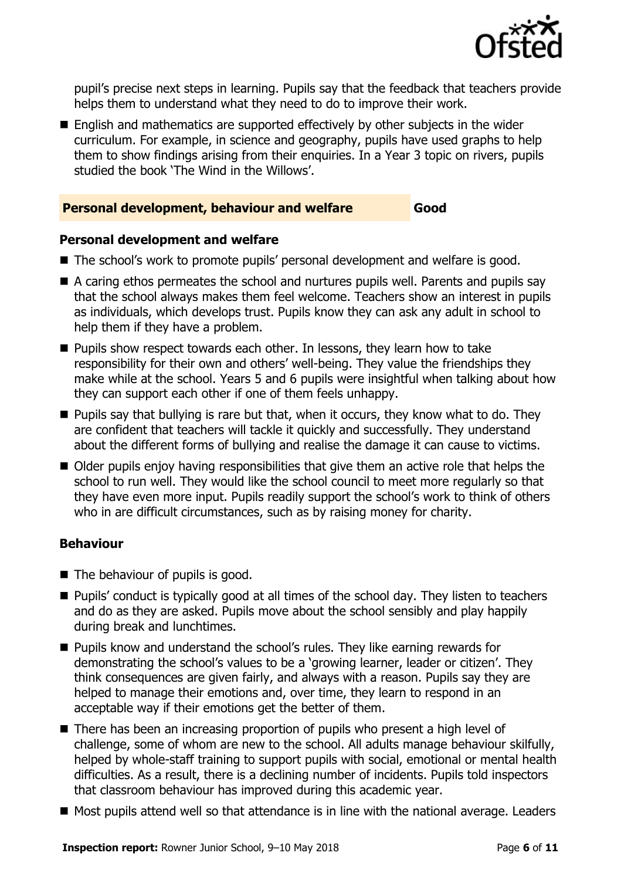pupil's precise next steps in learning. Pupils say that the feedback that teachers provide helps them to understand what they need to do to improve their work.

- English and mathematics are supported effectively by other subjects in the wider curriculum. For example, in science and geography, pupils have used graphs to help them to show findings arising from their enquiries. In a Year 3 topic on rivers, pupils studied the book 'The Wind in the Willows'.

## Personal development, behaviour and welfare — Good

### Personal development and welfare

- The school's work to promote pupils' personal development and welfare is good.
- A caring ethos permeates the school and nurtures pupils well. Parents and pupils say that the school always makes them feel welcome. Teachers show an interest in pupils as individuals, which develops trust. Pupils know they can ask any adult in school to help them if they have a problem.
- Pupils show respect towards each other. In lessons, they learn how to take responsibility for their own and others' well-being. They value the friendships they make while at the school. Years 5 and 6 pupils were insightful when talking about how they can support each other if one of them feels unhappy.
- Pupils say that bullying is rare but that, when it occurs, they know what to do. They are confident that teachers will tackle it quickly and successfully. They understand about the different forms of bullying and realise the damage it can cause to victims.
- Older pupils enjoy having responsibilities that give them an active role that helps the school to run well. They would like the school council to meet more regularly so that they have even more input. Pupils readily support the school's work to think of others who in are difficult circumstances, such as by raising money for charity.

### Behaviour

- The behaviour of pupils is good.
- Pupils' conduct is typically good at all times of the school day. They listen to teachers and do as they are asked. Pupils move about the school sensibly and play happily during break and lunchtimes.
- Pupils know and understand the school's rules. They like earning rewards for demonstrating the school's values to be a 'growing learner, leader or citizen'. They think consequences are given fairly, and always with a reason. Pupils say they are helped to manage their emotions and, over time, they learn to respond in an acceptable way if their emotions get the better of them.
- There has been an increasing proportion of pupils who present a high level of challenge, some of whom are new to the school. All adults manage behaviour skilfully, helped by whole-staff training to support pupils with social, emotional or mental health difficulties. As a result, there is a declining number of incidents. Pupils told inspectors that classroom behaviour has improved during this academic year.
- Most pupils attend well so that attendance is in line with the national average. Leaders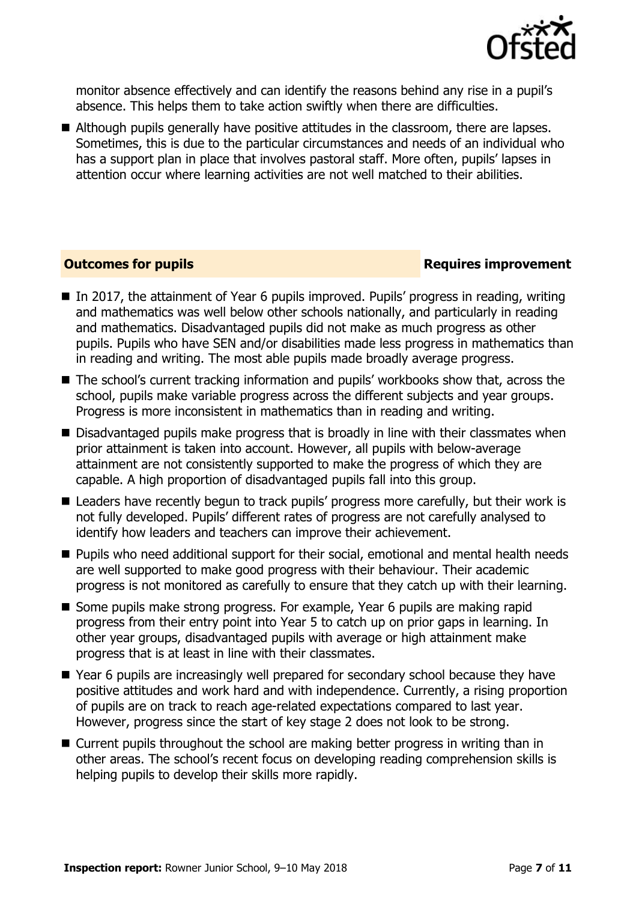monitor absence effectively and can identify the reasons behind any rise in a pupil's absence. This helps them to take action swiftly when there are difficulties.

- Although pupils generally have positive attitudes in the classroom, there are lapses. Sometimes, this is due to the particular circumstances and needs of an individual who has a support plan in place that involves pastoral staff. More often, pupils' lapses in attention occur where learning activities are not well matched to their abilities.

## Outcomes for pupils — Requires improvement

- In 2017, the attainment of Year 6 pupils improved. Pupils' progress in reading, writing and mathematics was well below other schools nationally, and particularly in reading and mathematics. Disadvantaged pupils did not make as much progress as other pupils. Pupils who have SEN and/or disabilities made less progress in mathematics than in reading and writing. The most able pupils made broadly average progress.
- The school's current tracking information and pupils' workbooks show that, across the school, pupils make variable progress across the different subjects and year groups. Progress is more inconsistent in mathematics than in reading and writing.
- Disadvantaged pupils make progress that is broadly in line with their classmates when prior attainment is taken into account. However, all pupils with below-average attainment are not consistently supported to make the progress of which they are capable. A high proportion of disadvantaged pupils fall into this group.
- Leaders have recently begun to track pupils' progress more carefully, but their work is not fully developed. Pupils' different rates of progress are not carefully analysed to identify how leaders and teachers can improve their achievement.
- Pupils who need additional support for their social, emotional and mental health needs are well supported to make good progress with their behaviour. Their academic progress is not monitored as carefully to ensure that they catch up with their learning.
- Some pupils make strong progress. For example, Year 6 pupils are making rapid progress from their entry point into Year 5 to catch up on prior gaps in learning. In other year groups, disadvantaged pupils with average or high attainment make progress that is at least in line with their classmates.
- Year 6 pupils are increasingly well prepared for secondary school because they have positive attitudes and work hard and with independence. Currently, a rising proportion of pupils are on track to reach age-related expectations compared to last year. However, progress since the start of key stage 2 does not look to be strong.
- Current pupils throughout the school are making better progress in writing than in other areas. The school's recent focus on developing reading comprehension skills is helping pupils to develop their skills more rapidly.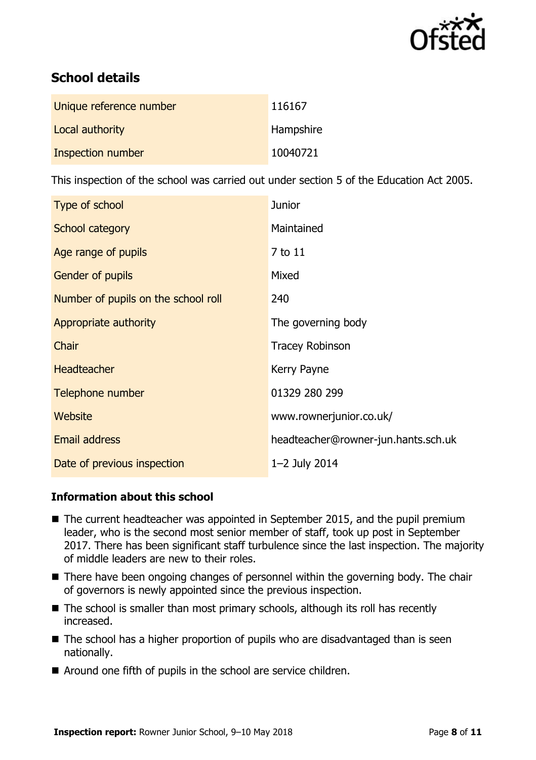## School details

| Unique reference number | 116167 |
| --- | --- |
| Local authority | Hampshire |
| Inspection number | 10040721 |

This inspection of the school was carried out under section 5 of the Education Act 2005.

| Type of school | Junior |
| --- | --- |
| School category | Maintained |
| Age range of pupils | 7 to 11 |
| Gender of pupils | Mixed |
| Number of pupils on the school roll | 240 |
| Appropriate authority | The governing body |
| Chair | Tracey Robinson |
| Headteacher | Kerry Payne |
| Telephone number | 01329 280 299 |
| Website | www.rownerjunior.co.uk/ |
| Email address | headteacher@rowner-jun.hants.sch.uk |
| Date of previous inspection | 1–2 July 2014 |

### Information about this school

- The current headteacher was appointed in September 2015, and the pupil premium leader, who is the second most senior member of staff, took up post in September 2017. There has been significant staff turbulence since the last inspection. The majority of middle leaders are new to their roles.
- There have been ongoing changes of personnel within the governing body. The chair of governors is newly appointed since the previous inspection.
- The school is smaller than most primary schools, although its roll has recently increased.
- The school has a higher proportion of pupils who are disadvantaged than is seen nationally.
- Around one fifth of pupils in the school are service children.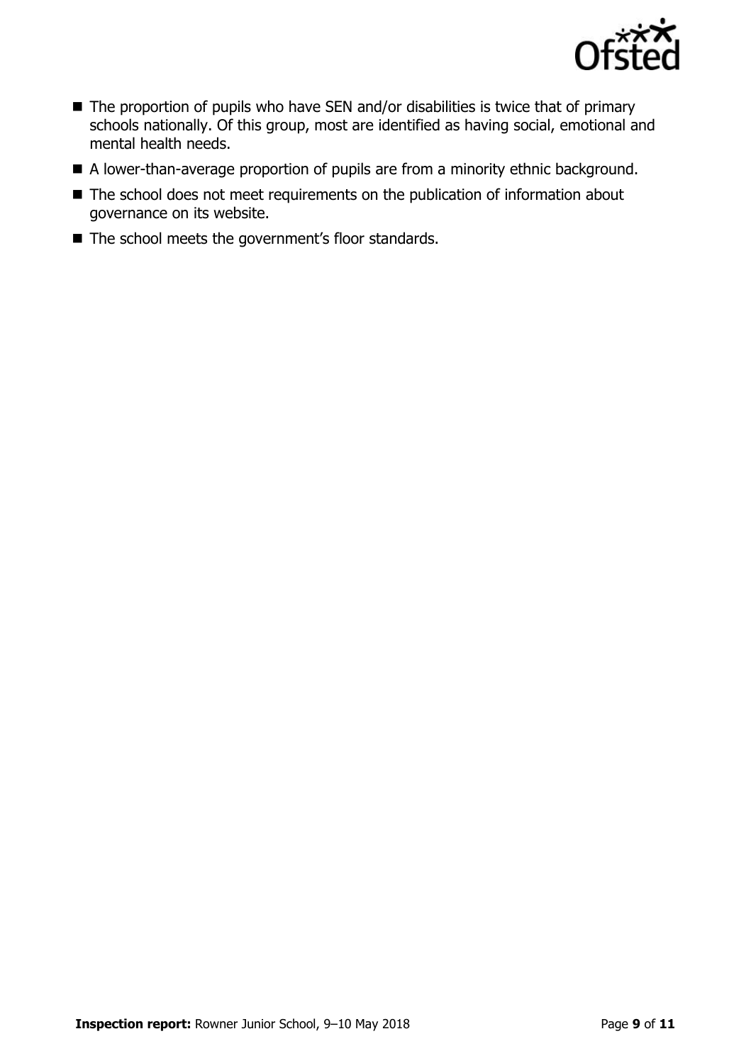- The proportion of pupils who have SEN and/or disabilities is twice that of primary schools nationally. Of this group, most are identified as having social, emotional and mental health needs.
- A lower-than-average proportion of pupils are from a minority ethnic background.
- The school does not meet requirements on the publication of information about governance on its website.
- The school meets the government's floor standards.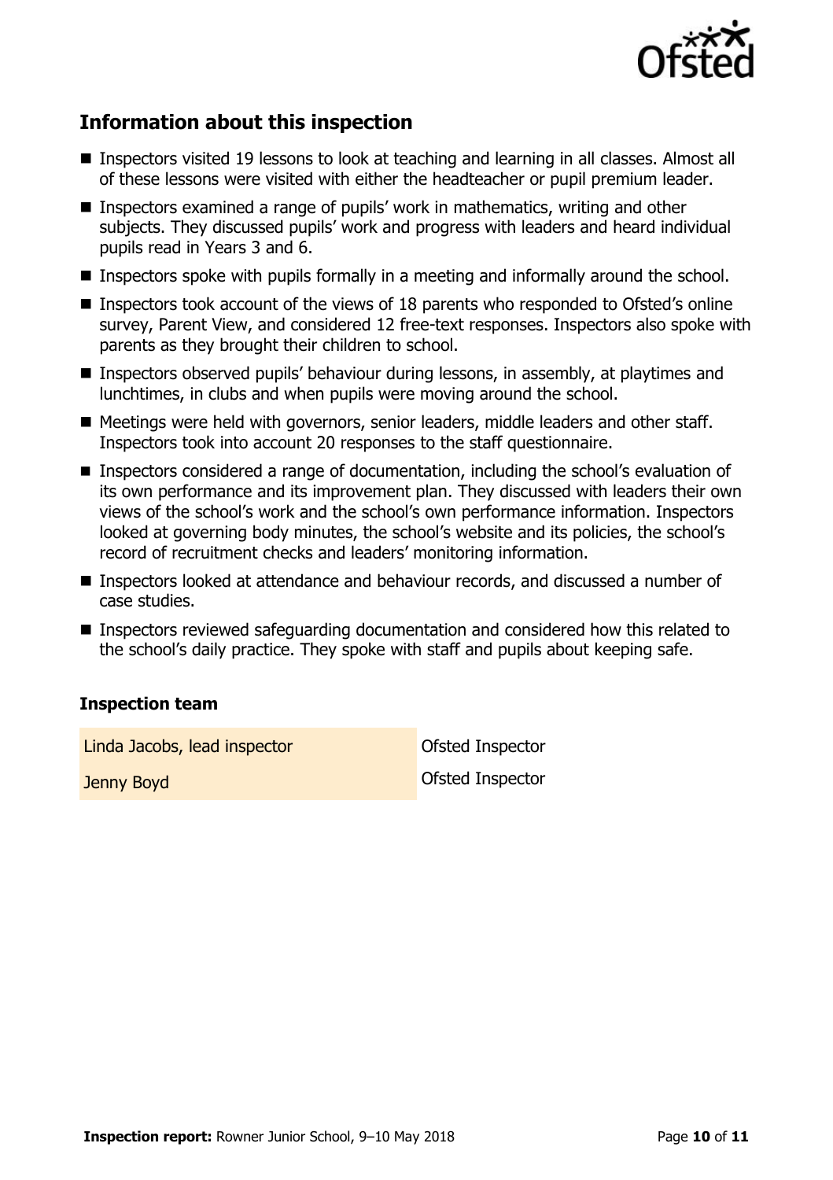## Information about this inspection

- Inspectors visited 19 lessons to look at teaching and learning in all classes. Almost all of these lessons were visited with either the headteacher or pupil premium leader.
- Inspectors examined a range of pupils' work in mathematics, writing and other subjects. They discussed pupils' work and progress with leaders and heard individual pupils read in Years 3 and 6.
- Inspectors spoke with pupils formally in a meeting and informally around the school.
- Inspectors took account of the views of 18 parents who responded to Ofsted's online survey, Parent View, and considered 12 free-text responses. Inspectors also spoke with parents as they brought their children to school.
- Inspectors observed pupils' behaviour during lessons, in assembly, at playtimes and lunchtimes, in clubs and when pupils were moving around the school.
- Meetings were held with governors, senior leaders, middle leaders and other staff. Inspectors took into account 20 responses to the staff questionnaire.
- Inspectors considered a range of documentation, including the school's evaluation of its own performance and its improvement plan. They discussed with leaders their own views of the school's work and the school's own performance information. Inspectors looked at governing body minutes, the school's website and its policies, the school's record of recruitment checks and leaders' monitoring information.
- Inspectors looked at attendance and behaviour records, and discussed a number of case studies.
- Inspectors reviewed safeguarding documentation and considered how this related to the school's daily practice. They spoke with staff and pupils about keeping safe.

### Inspection team

| | |
|---|---|
| Linda Jacobs, lead inspector | Ofsted Inspector |
| Jenny Boyd | Ofsted Inspector |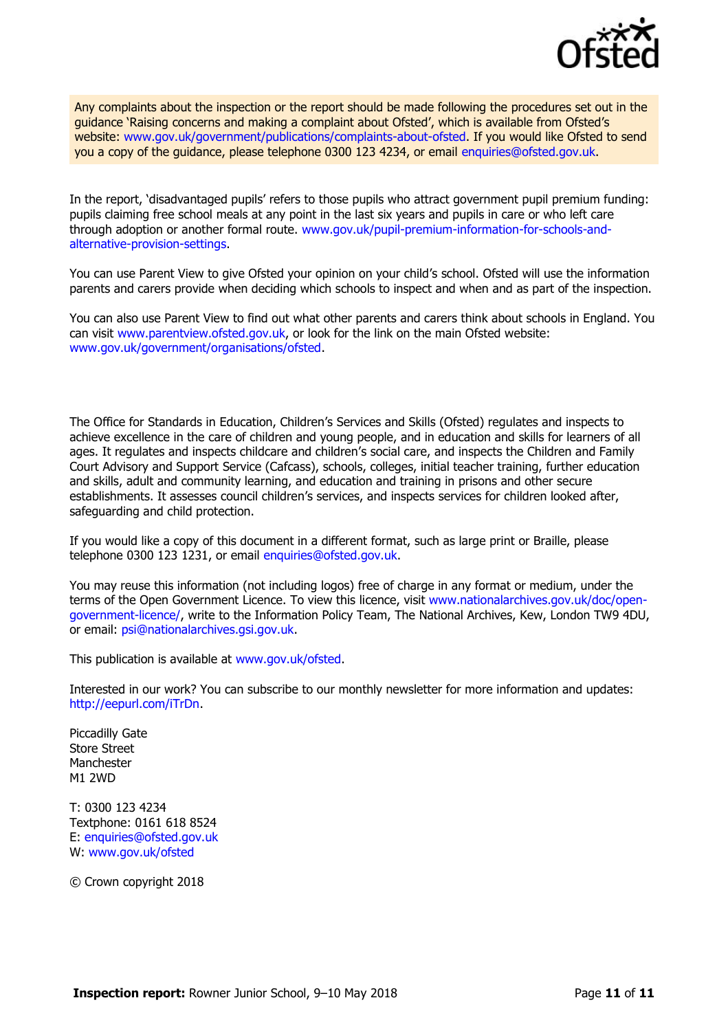Any complaints about the inspection or the report should be made following the procedures set out in the guidance 'Raising concerns and making a complaint about Ofsted', which is available from Ofsted's website: www.gov.uk/government/publications/complaints-about-ofsted. If you would like Ofsted to send you a copy of the guidance, please telephone 0300 123 4234, or email enquiries@ofsted.gov.uk.

In the report, 'disadvantaged pupils' refers to those pupils who attract government pupil premium funding: pupils claiming free school meals at any point in the last six years and pupils in care or who left care through adoption or another formal route. www.gov.uk/pupil-premium-information-for-schools-and-alternative-provision-settings.

You can use Parent View to give Ofsted your opinion on your child's school. Ofsted will use the information parents and carers provide when deciding which schools to inspect and when and as part of the inspection.

You can also use Parent View to find out what other parents and carers think about schools in England. You can visit www.parentview.ofsted.gov.uk, or look for the link on the main Ofsted website: www.gov.uk/government/organisations/ofsted.

The Office for Standards in Education, Children's Services and Skills (Ofsted) regulates and inspects to achieve excellence in the care of children and young people, and in education and skills for learners of all ages. It regulates and inspects childcare and children's social care, and inspects the Children and Family Court Advisory and Support Service (Cafcass), schools, colleges, initial teacher training, further education and skills, adult and community learning, and education and training in prisons and other secure establishments. It assesses council children's services, and inspects services for children looked after, safeguarding and child protection.

If you would like a copy of this document in a different format, such as large print or Braille, please telephone 0300 123 1231, or email enquiries@ofsted.gov.uk.

You may reuse this information (not including logos) free of charge in any format or medium, under the terms of the Open Government Licence. To view this licence, visit www.nationalarchives.gov.uk/doc/open-government-licence/, write to the Information Policy Team, The National Archives, Kew, London TW9 4DU, or email: psi@nationalarchives.gsi.gov.uk.

This publication is available at www.gov.uk/ofsted.

Interested in our work? You can subscribe to our monthly newsletter for more information and updates: http://eepurl.com/iTrDn.

Piccadilly Gate
Store Street
Manchester
M1 2WD

T: 0300 123 4234
Textphone: 0161 618 8524
E: enquiries@ofsted.gov.uk
W: www.gov.uk/ofsted

© Crown copyright 2018